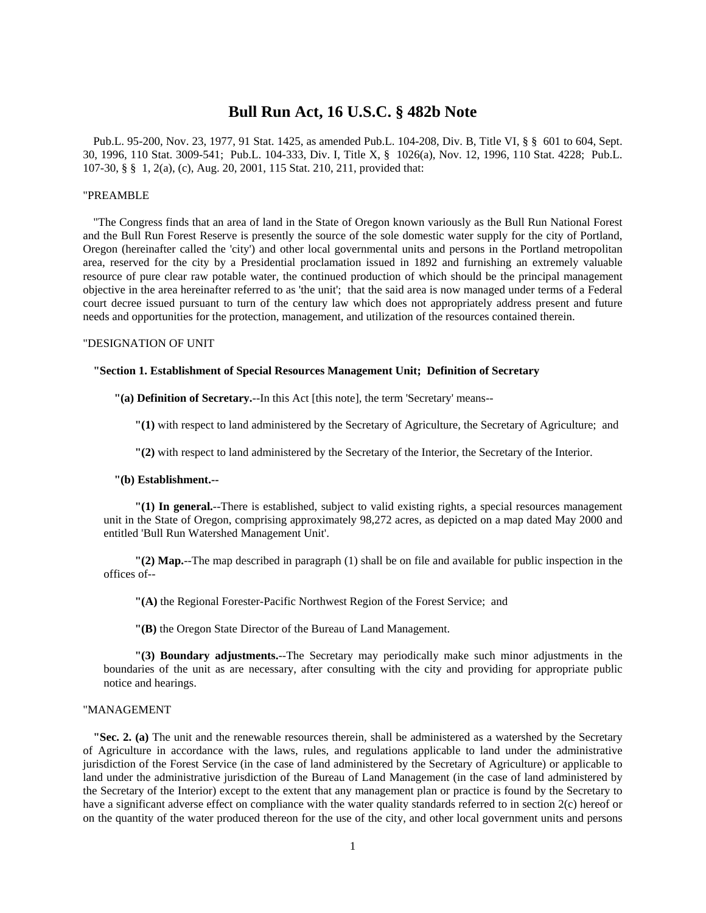# Bull Run Act, 16 U.S.C. § 482b Note

Pub.L. 95-200, Nov. 23, 1977, 91 Stat. 1425, as amended Pub.L. 104-208, Div. B, Title VI, § § 601 to 604, Sept. 30, 1996, 110 Stat. 3009-541; Pub.L. 104-333, Div. I, Title X, § 1026(a), Nov. 12, 1996, 110 Stat. 4228; Pub.L. 107-30, § § 1, 2(a), (c), Aug. 20, 2001, 115 Stat. 210, 211, provided that:

"PREAMBLE

"The Congress finds that an area of land in the State of Oregon known variously as the Bull Run National Forest and the Bull Run Forest Reserve is presently the source of the sole domestic water supply for the city of Portland, Oregon (hereinafter called the 'city') and other local governmental units and persons in the Portland metropolitan area, reserved for the city by a Presidential proclamation issued in 1892 and furnishing an extremely valuable resource of pure clear raw potable water, the continued production of which should be the principal management objective in the area hereinafter referred to as 'the unit'; that the said area is now managed under terms of a Federal court decree issued pursuant to turn of the century law which does not appropriately address present and future needs and opportunities for the protection, management, and utilization of the resources contained therein.

"DESIGNATION OF UNIT

**"Section 1. Establishment of Special Resources Management Unit; Definition of Secretary**

**"(a) Definition of Secretary.**--In this Act [this note], the term 'Secretary' means--

**"(1)** with respect to land administered by the Secretary of Agriculture, the Secretary of Agriculture; and

**"(2)** with respect to land administered by the Secretary of the Interior, the Secretary of the Interior.

**"(b) Establishment.--**

**"(1) In general.**--There is established, subject to valid existing rights, a special resources management unit in the State of Oregon, comprising approximately 98,272 acres, as depicted on a map dated May 2000 and entitled 'Bull Run Watershed Management Unit'.

**"(2) Map.**--The map described in paragraph (1) shall be on file and available for public inspection in the offices of--

**"(A)** the Regional Forester-Pacific Northwest Region of the Forest Service; and

**"(B)** the Oregon State Director of the Bureau of Land Management.

**"(3) Boundary adjustments.**--The Secretary may periodically make such minor adjustments in the boundaries of the unit as are necessary, after consulting with the city and providing for appropriate public notice and hearings.

"MANAGEMENT

**"Sec. 2. (a)** The unit and the renewable resources therein, shall be administered as a watershed by the Secretary of Agriculture in accordance with the laws, rules, and regulations applicable to land under the administrative jurisdiction of the Forest Service (in the case of land administered by the Secretary of Agriculture) or applicable to land under the administrative jurisdiction of the Bureau of Land Management (in the case of land administered by the Secretary of the Interior) except to the extent that any management plan or practice is found by the Secretary to have a significant adverse effect on compliance with the water quality standards referred to in section 2(c) hereof or on the quantity of the water produced thereon for the use of the city, and other local government units and persons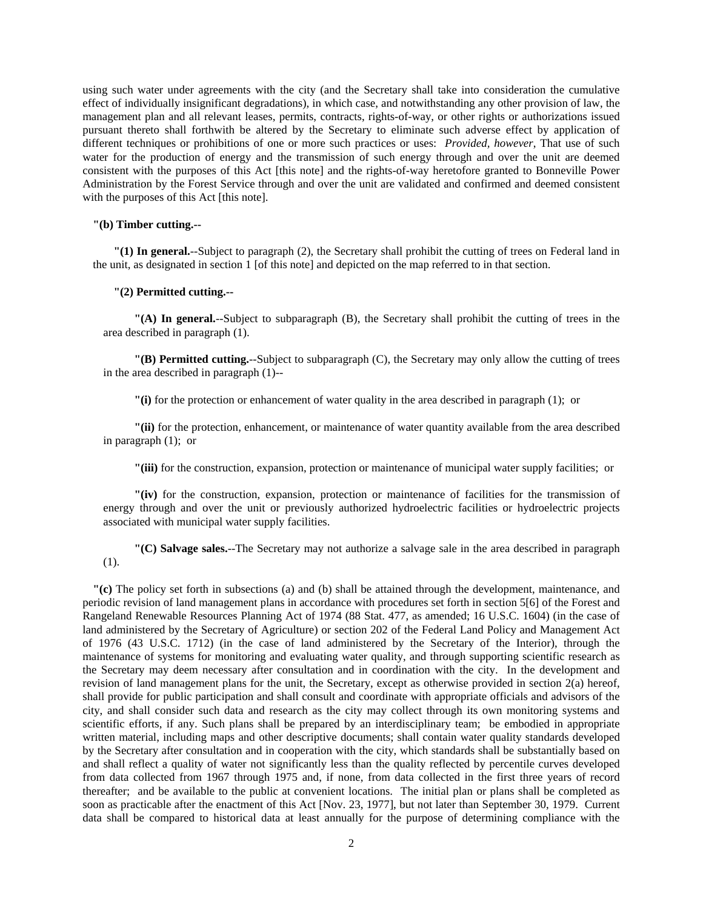using such water under agreements with the city (and the Secretary shall take into consideration the cumulative effect of individually insignificant degradations), in which case, and notwithstanding any other provision of law, the management plan and all relevant leases, permits, contracts, rights-of-way, or other rights or authorizations issued pursuant thereto shall forthwith be altered by the Secretary to eliminate such adverse effect by application of different techniques or prohibitions of one or more such practices or uses: *Provided, however*, That use of such water for the production of energy and the transmission of such energy through and over the unit are deemed consistent with the purposes of this Act [this note] and the rights-of-way heretofore granted to Bonneville Power Administration by the Forest Service through and over the unit are validated and confirmed and deemed consistent with the purposes of this Act [this note].

**"(b) Timber cutting.--**

**"(1) In general.**--Subject to paragraph (2), the Secretary shall prohibit the cutting of trees on Federal land in the unit, as designated in section 1 [of this note] and depicted on the map referred to in that section.

**"(2) Permitted cutting.--**

**"(A) In general.**--Subject to subparagraph (B), the Secretary shall prohibit the cutting of trees in the area described in paragraph (1).

**"(B) Permitted cutting.**--Subject to subparagraph (C), the Secretary may only allow the cutting of trees in the area described in paragraph (1)--

**"(i)** for the protection or enhancement of water quality in the area described in paragraph (1); or

**"(ii)** for the protection, enhancement, or maintenance of water quantity available from the area described in paragraph (1); or

**"(iii)** for the construction, expansion, protection or maintenance of municipal water supply facilities; or

**"(iv)** for the construction, expansion, protection or maintenance of facilities for the transmission of energy through and over the unit or previously authorized hydroelectric facilities or hydroelectric projects associated with municipal water supply facilities.

**"(C) Salvage sales.**--The Secretary may not authorize a salvage sale in the area described in paragraph (1).

**"(c)** The policy set forth in subsections (a) and (b) shall be attained through the development, maintenance, and periodic revision of land management plans in accordance with procedures set forth in section 5[6] of the Forest and Rangeland Renewable Resources Planning Act of 1974 (88 Stat. 477, as amended; 16 U.S.C. 1604) (in the case of land administered by the Secretary of Agriculture) or section 202 of the Federal Land Policy and Management Act of 1976 (43 U.S.C. 1712) (in the case of land administered by the Secretary of the Interior), through the maintenance of systems for monitoring and evaluating water quality, and through supporting scientific research as the Secretary may deem necessary after consultation and in coordination with the city. In the development and revision of land management plans for the unit, the Secretary, except as otherwise provided in section 2(a) hereof, shall provide for public participation and shall consult and coordinate with appropriate officials and advisors of the city, and shall consider such data and research as the city may collect through its own monitoring systems and scientific efforts, if any. Such plans shall be prepared by an interdisciplinary team; be embodied in appropriate written material, including maps and other descriptive documents; shall contain water quality standards developed by the Secretary after consultation and in cooperation with the city, which standards shall be substantially based on and shall reflect a quality of water not significantly less than the quality reflected by percentile curves developed from data collected from 1967 through 1975 and, if none, from data collected in the first three years of record thereafter; and be available to the public at convenient locations. The initial plan or plans shall be completed as soon as practicable after the enactment of this Act [Nov. 23, 1977], but not later than September 30, 1979. Current data shall be compared to historical data at least annually for the purpose of determining compliance with the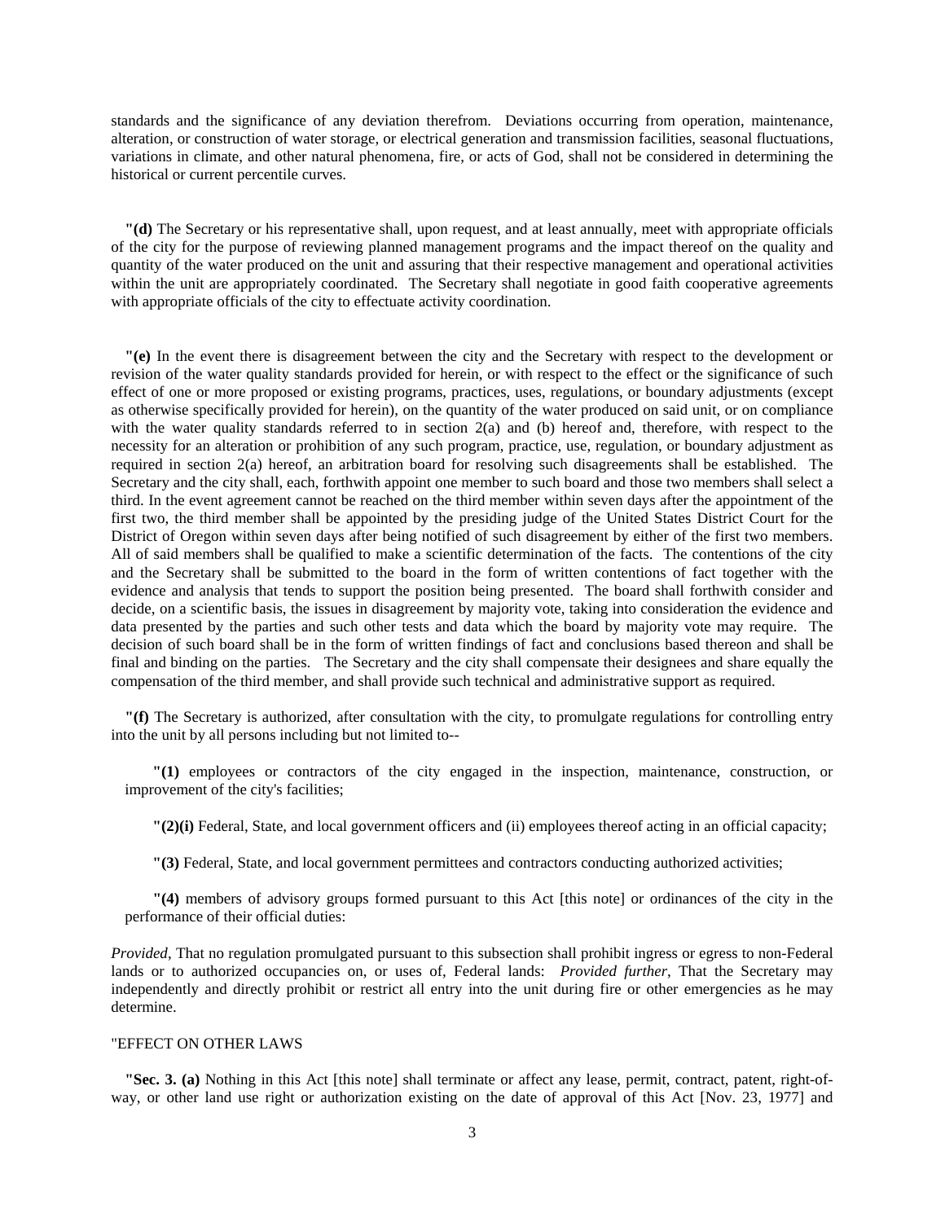standards and the significance of any deviation therefrom. Deviations occurring from operation, maintenance, alteration, or construction of water storage, or electrical generation and transmission facilities, seasonal fluctuations, variations in climate, and other natural phenomena, fire, or acts of God, shall not be considered in determining the historical or current percentile curves.

**"(d)** The Secretary or his representative shall, upon request, and at least annually, meet with appropriate officials of the city for the purpose of reviewing planned management programs and the impact thereof on the quality and quantity of the water produced on the unit and assuring that their respective management and operational activities within the unit are appropriately coordinated. The Secretary shall negotiate in good faith cooperative agreements with appropriate officials of the city to effectuate activity coordination.

**"(e)** In the event there is disagreement between the city and the Secretary with respect to the development or revision of the water quality standards provided for herein, or with respect to the effect or the significance of such effect of one or more proposed or existing programs, practices, uses, regulations, or boundary adjustments (except as otherwise specifically provided for herein), on the quantity of the water produced on said unit, or on compliance with the water quality standards referred to in section 2(a) and (b) hereof and, therefore, with respect to the necessity for an alteration or prohibition of any such program, practice, use, regulation, or boundary adjustment as required in section 2(a) hereof, an arbitration board for resolving such disagreements shall be established. The Secretary and the city shall, each, forthwith appoint one member to such board and those two members shall select a third. In the event agreement cannot be reached on the third member within seven days after the appointment of the first two, the third member shall be appointed by the presiding judge of the United States District Court for the District of Oregon within seven days after being notified of such disagreement by either of the first two members. All of said members shall be qualified to make a scientific determination of the facts. The contentions of the city and the Secretary shall be submitted to the board in the form of written contentions of fact together with the evidence and analysis that tends to support the position being presented. The board shall forthwith consider and decide, on a scientific basis, the issues in disagreement by majority vote, taking into consideration the evidence and data presented by the parties and such other tests and data which the board by majority vote may require. The decision of such board shall be in the form of written findings of fact and conclusions based thereon and shall be final and binding on the parties. The Secretary and the city shall compensate their designees and share equally the compensation of the third member, and shall provide such technical and administrative support as required.

**"(f)** The Secretary is authorized, after consultation with the city, to promulgate regulations for controlling entry into the unit by all persons including but not limited to--

**"(1)** employees or contractors of the city engaged in the inspection, maintenance, construction, or improvement of the city's facilities;

**"(2)(i)** Federal, State, and local government officers and (ii) employees thereof acting in an official capacity;

**"(3)** Federal, State, and local government permittees and contractors conducting authorized activities;

**"(4)** members of advisory groups formed pursuant to this Act [this note] or ordinances of the city in the performance of their official duties:

*Provided*, That no regulation promulgated pursuant to this subsection shall prohibit ingress or egress to non-Federal lands or to authorized occupancies on, or uses of, Federal lands: *Provided further*, That the Secretary may independently and directly prohibit or restrict all entry into the unit during fire or other emergencies as he may determine.

"EFFECT ON OTHER LAWS

**"Sec. 3. (a)** Nothing in this Act [this note] shall terminate or affect any lease, permit, contract, patent, right-of-way, or other land use right or authorization existing on the date of approval of this Act [Nov. 23, 1977] and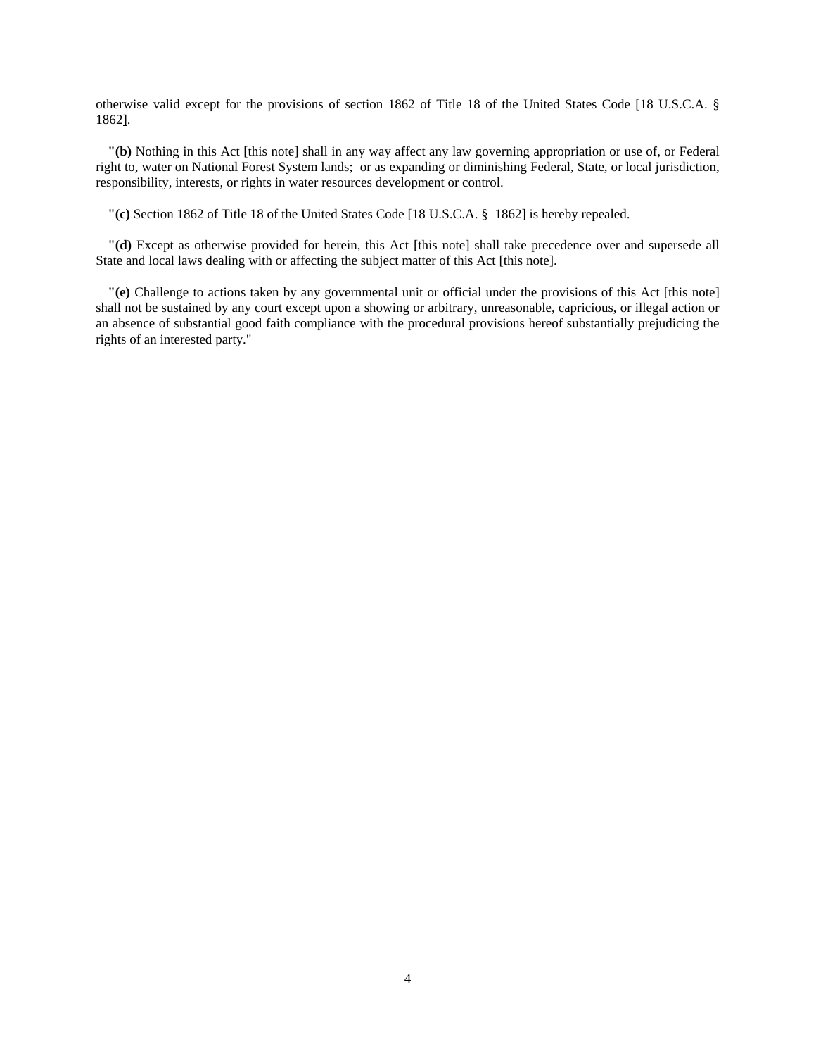otherwise valid except for the provisions of section 1862 of Title 18 of the United States Code [18 U.S.C.A. § 1862].

**"(b)** Nothing in this Act [this note] shall in any way affect any law governing appropriation or use of, or Federal right to, water on National Forest System lands; or as expanding or diminishing Federal, State, or local jurisdiction, responsibility, interests, or rights in water resources development or control.

**"(c)** Section 1862 of Title 18 of the United States Code [18 U.S.C.A. § 1862] is hereby repealed.

**"(d)** Except as otherwise provided for herein, this Act [this note] shall take precedence over and supersede all State and local laws dealing with or affecting the subject matter of this Act [this note].

**"(e)** Challenge to actions taken by any governmental unit or official under the provisions of this Act [this note] shall not be sustained by any court except upon a showing or arbitrary, unreasonable, capricious, or illegal action or an absence of substantial good faith compliance with the procedural provisions hereof substantially prejudicing the rights of an interested party."